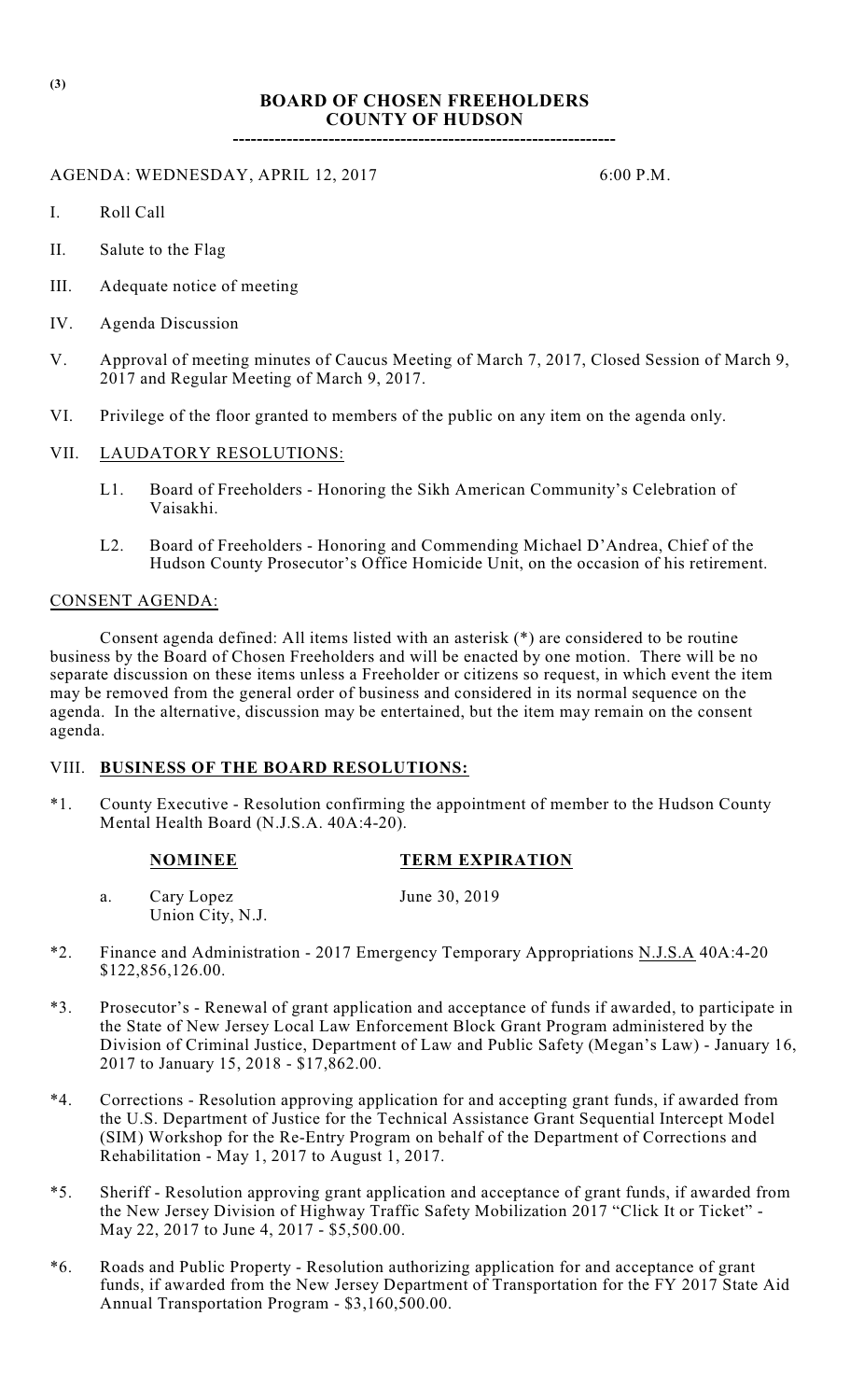(3)

# BOARD OF CHOSEN FREEHOLDERS
# COUNTY OF HUDSON

----------------------------------------------------------------

AGENDA: WEDNESDAY, APRIL 12, 2017 6:00 P.M.

I. Roll Call

II. Salute to the Flag

III. Adequate notice of meeting

IV. Agenda Discussion

V. Approval of meeting minutes of Caucus Meeting of March 7, 2017, Closed Session of March 9, 2017 and Regular Meeting of March 9, 2017.

VI. Privilege of the floor granted to members of the public on any item on the agenda only.

VII. LAUDATORY RESOLUTIONS:

L1. Board of Freeholders - Honoring the Sikh American Community's Celebration of Vaisakhi.

L2. Board of Freeholders - Honoring and Commending Michael D'Andrea, Chief of the Hudson County Prosecutor's Office Homicide Unit, on the occasion of his retirement.

CONSENT AGENDA:

Consent agenda defined: All items listed with an asterisk (*) are considered to be routine business by the Board of Chosen Freeholders and will be enacted by one motion. There will be no separate discussion on these items unless a Freeholder or citizens so request, in which event the item may be removed from the general order of business and considered in its normal sequence on the agenda. In the alternative, discussion may be entertained, but the item may remain on the consent agenda.

VIII. **BUSINESS OF THE BOARD RESOLUTIONS:**

*1. County Executive - Resolution confirming the appointment of member to the Hudson County Mental Health Board (N.J.S.A. 40A:4-20).

| | **NOMINEE** | **TERM EXPIRATION** |
|---|---|---|
| a. | Cary Lopez<br>Union City, N.J. | June 30, 2019 |

*2. Finance and Administration - 2017 Emergency Temporary Appropriations N.J.S.A 40A:4-20 $122,856,126.00.

*3. Prosecutor's - Renewal of grant application and acceptance of funds if awarded, to participate in the State of New Jersey Local Law Enforcement Block Grant Program administered by the Division of Criminal Justice, Department of Law and Public Safety (Megan's Law) - January 16, 2017 to January 15, 2018 - $17,862.00.

*4. Corrections - Resolution approving application for and accepting grant funds, if awarded from the U.S. Department of Justice for the Technical Assistance Grant Sequential Intercept Model (SIM) Workshop for the Re-Entry Program on behalf of the Department of Corrections and Rehabilitation - May 1, 2017 to August 1, 2017.

*5. Sheriff - Resolution approving grant application and acceptance of grant funds, if awarded from the New Jersey Division of Highway Traffic Safety Mobilization 2017 "Click It or Ticket" - May 22, 2017 to June 4, 2017 - $5,500.00.

*6. Roads and Public Property - Resolution authorizing application for and acceptance of grant funds, if awarded from the New Jersey Department of Transportation for the FY 2017 State Aid Annual Transportation Program - $3,160,500.00.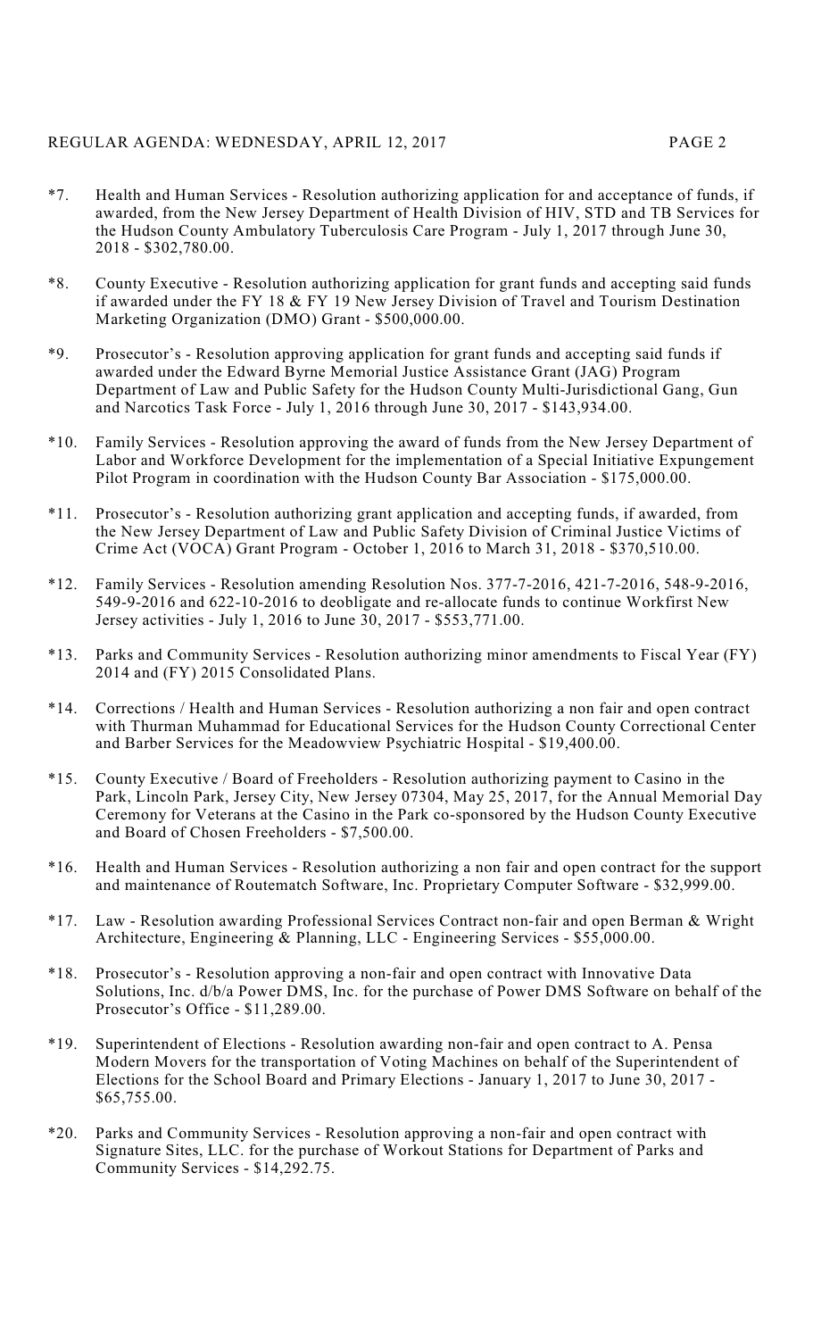*7. Health and Human Services - Resolution authorizing application for and acceptance of funds, if awarded, from the New Jersey Department of Health Division of HIV, STD and TB Services for the Hudson County Ambulatory Tuberculosis Care Program - July 1, 2017 through June 30, 2018 - $302,780.00.

*8. County Executive - Resolution authorizing application for grant funds and accepting said funds if awarded under the FY 18 & FY 19 New Jersey Division of Travel and Tourism Destination Marketing Organization (DMO) Grant - $500,000.00.

*9. Prosecutor's - Resolution approving application for grant funds and accepting said funds if awarded under the Edward Byrne Memorial Justice Assistance Grant (JAG) Program Department of Law and Public Safety for the Hudson County Multi-Jurisdictional Gang, Gun and Narcotics Task Force - July 1, 2016 through June 30, 2017 - $143,934.00.

*10. Family Services - Resolution approving the award of funds from the New Jersey Department of Labor and Workforce Development for the implementation of a Special Initiative Expungement Pilot Program in coordination with the Hudson County Bar Association - $175,000.00.

*11. Prosecutor's - Resolution authorizing grant application and accepting funds, if awarded, from the New Jersey Department of Law and Public Safety Division of Criminal Justice Victims of Crime Act (VOCA) Grant Program - October 1, 2016 to March 31, 2018 - $370,510.00.

*12. Family Services - Resolution amending Resolution Nos. 377-7-2016, 421-7-2016, 548-9-2016, 549-9-2016 and 622-10-2016 to deobligate and re-allocate funds to continue Workfirst New Jersey activities - July 1, 2016 to June 30, 2017 - $553,771.00.

*13. Parks and Community Services - Resolution authorizing minor amendments to Fiscal Year (FY) 2014 and (FY) 2015 Consolidated Plans.

*14. Corrections / Health and Human Services - Resolution authorizing a non fair and open contract with Thurman Muhammad for Educational Services for the Hudson County Correctional Center and Barber Services for the Meadowview Psychiatric Hospital - $19,400.00.

*15. County Executive / Board of Freeholders - Resolution authorizing payment to Casino in the Park, Lincoln Park, Jersey City, New Jersey 07304, May 25, 2017, for the Annual Memorial Day Ceremony for Veterans at the Casino in the Park co-sponsored by the Hudson County Executive and Board of Chosen Freeholders - $7,500.00.

*16. Health and Human Services - Resolution authorizing a non fair and open contract for the support and maintenance of Routematch Software, Inc. Proprietary Computer Software - $32,999.00.

*17. Law - Resolution awarding Professional Services Contract non-fair and open Berman & Wright Architecture, Engineering & Planning, LLC - Engineering Services - $55,000.00.

*18. Prosecutor's - Resolution approving a non-fair and open contract with Innovative Data Solutions, Inc. d/b/a Power DMS, Inc. for the purchase of Power DMS Software on behalf of the Prosecutor's Office - $11,289.00.

*19. Superintendent of Elections - Resolution awarding non-fair and open contract to A. Pensa Modern Movers for the transportation of Voting Machines on behalf of the Superintendent of Elections for the School Board and Primary Elections - January 1, 2017 to June 30, 2017 - $65,755.00.

*20. Parks and Community Services - Resolution approving a non-fair and open contract with Signature Sites, LLC. for the purchase of Workout Stations for Department of Parks and Community Services - $14,292.75.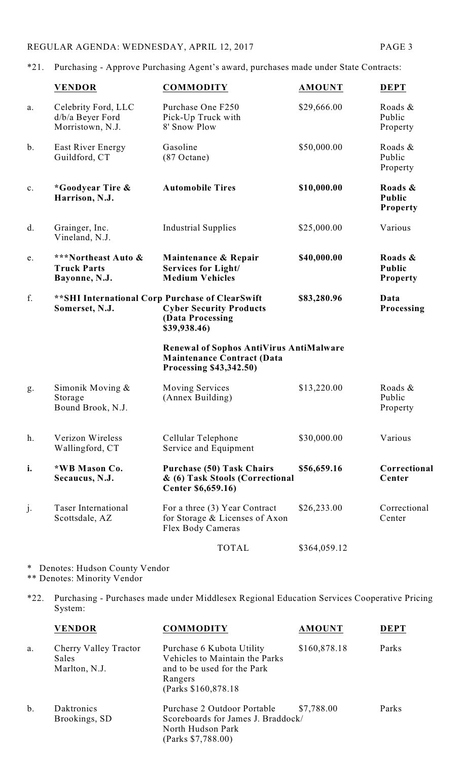REGULAR AGENDA: WEDNESDAY, APRIL 12, 2017

*21. Purchasing - Approve Purchasing Agent's award, purchases made under State Contracts:

| | VENDOR | COMMODITY | AMOUNT | DEPT |
|---|---|---|---|---|
| a. | Celebrity Ford, LLC d/b/a Beyer Ford Morristown, N.J. | Purchase One F250 Pick-Up Truck with 8' Snow Plow | $29,666.00 | Roads & Public Property |
| b. | East River Energy Guildford, CT | Gasoline (87 Octane) | $50,000.00 | Roads & Public Property |
| c. | **\*Goodyear Tire & Harrison, N.J.** | **Automobile Tires** | **$10,000.00** | **Roads & Public Property** |
| d. | Grainger, Inc. Vineland, N.J. | Industrial Supplies | $25,000.00 | Various |
| e. | **\*\*\*Northeast Auto & Truck Parts Bayonne, N.J.** | **Maintenance & Repair Services for Light/ Medium Vehicles** | **$40,000.00** | **Roads & Public Property** |
| f. | **\*\*SHI International Corp Somerset, N.J.** | **Purchase of ClearSwift Cyber Security Products (Data Processing $39,938.46)**<br><br>**Renewal of Sophos AntiVirus AntiMalware Maintenance Contract (Data Processing $43,342.50)** | **$83,280.96** | **Data Processing** |
| g. | Simonik Moving & Storage Bound Brook, N.J. | Moving Services (Annex Building) | $13,220.00 | Roads & Public Property |
| h. | Verizon Wireless Wallingford, CT | Cellular Telephone Service and Equipment | $30,000.00 | Various |
| **i.** | **\*WB Mason Co. Secaucus, N.J.** | **Purchase (50) Task Chairs & (6) Task Stools (Correctional Center $6,659.16)** | **$56,659.16** | **Correctional Center** |
| j. | Taser International Scottsdale, AZ | For a three (3) Year Contract for Storage & Licenses of Axon Flex Body Cameras | $26,233.00 | Correctional Center |
| | | TOTAL | $364,059.12 | |

\* Denotes: Hudson County Vendor
\*\* Denotes: Minority Vendor

*22. Purchasing - Purchases made under Middlesex Regional Education Services Cooperative Pricing System:

| | VENDOR | COMMODITY | AMOUNT | DEPT |
|---|---|---|---|---|
| a. | Cherry Valley Tractor Sales Marlton, N.J. | Purchase 6 Kubota Utility Vehicles to Maintain the Parks and to be used for the Park Rangers (Parks $160,878.18 | $160,878.18 | Parks |
| b. | Daktronics Brookings, SD | Purchase 2 Outdoor Portable Scoreboards for James J. Braddock/ North Hudson Park (Parks $7,788.00) | $7,788.00 | Parks |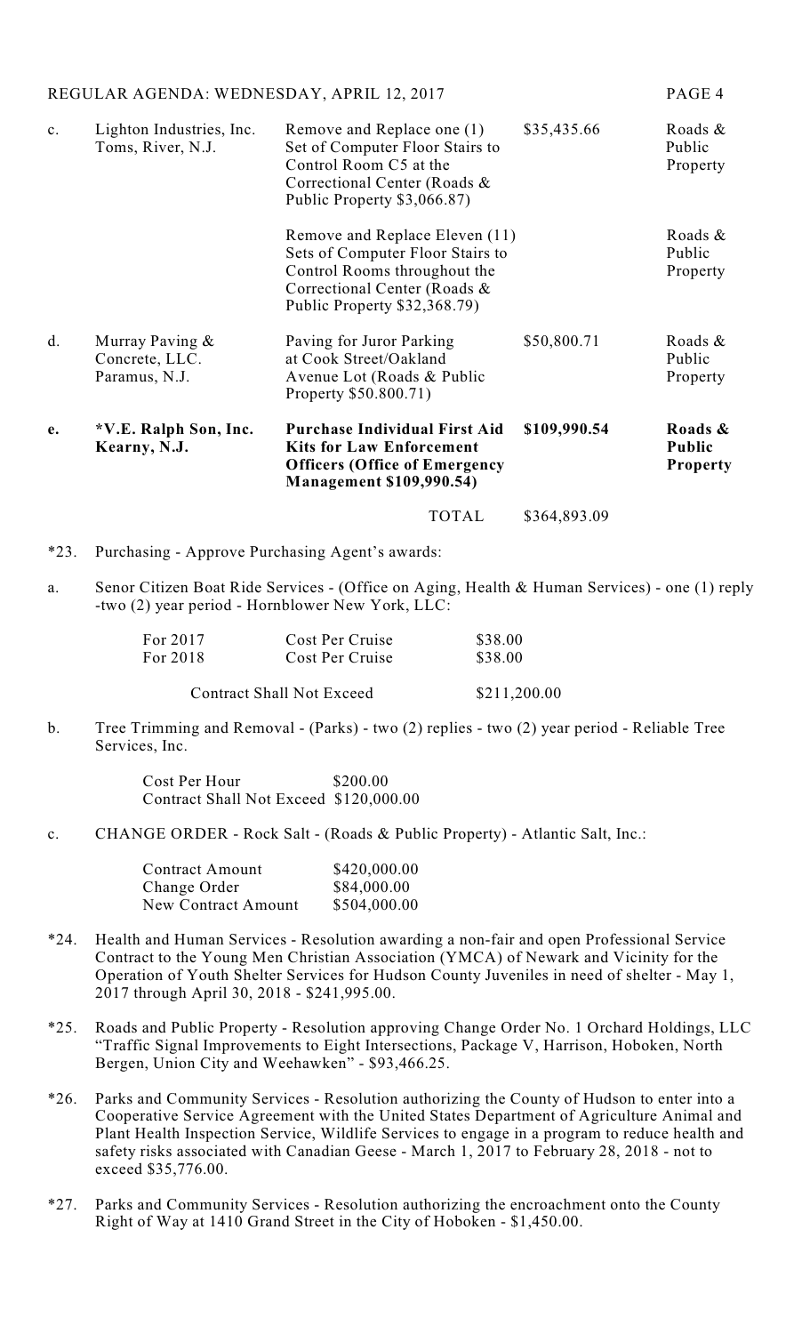| | | | | |
|---|---|---|---|---|
| c. | Lighton Industries, Inc. Toms, River, N.J. | Remove and Replace one (1) Set of Computer Floor Stairs to Control Room C5 at the Correctional Center (Roads & Public Property $3,066.87) | $35,435.66 | Roads & Public Property |
| | | Remove and Replace Eleven (11) Sets of Computer Floor Stairs to Control Rooms throughout the Correctional Center (Roads & Public Property $32,368.79) | | Roads & Public Property |
| d. | Murray Paving & Concrete, LLC. Paramus, N.J. | Paving for Juror Parking at Cook Street/Oakland Avenue Lot (Roads & Public Property $50.800.71) | $50,800.71 | Roads & Public Property |
| **e.** | ***V.E. Ralph Son, Inc. Kearny, N.J.** | **Purchase Individual First Aid Kits for Law Enforcement Officers (Office of Emergency Management $109,990.54)** | **$109,990.54** | **Roads & Public Property** |
| | | TOTAL | $364,893.09 | |

*23. Purchasing - Approve Purchasing Agent's awards:

a. Senor Citizen Boat Ride Services - (Office on Aging, Health & Human Services) - one (1) reply -two (2) year period - Hornblower New York, LLC:

| | | |
|---|---|---|
| For 2017 | Cost Per Cruise | $38.00 |
| For 2018 | Cost Per Cruise | $38.00 |
| Contract Shall Not Exceed | | $211,200.00 |

b. Tree Trimming and Removal - (Parks) - two (2) replies - two (2) year period - Reliable Tree Services, Inc.

Cost Per Hour $200.00
Contract Shall Not Exceed $120,000.00

c. CHANGE ORDER - Rock Salt - (Roads & Public Property) - Atlantic Salt, Inc.:

| | |
|---|---|
| Contract Amount | $420,000.00 |
| Change Order | $84,000.00 |
| New Contract Amount | $504,000.00 |

*24. Health and Human Services - Resolution awarding a non-fair and open Professional Service Contract to the Young Men Christian Association (YMCA) of Newark and Vicinity for the Operation of Youth Shelter Services for Hudson County Juveniles in need of shelter - May 1, 2017 through April 30, 2018 - $241,995.00.

*25. Roads and Public Property - Resolution approving Change Order No. 1 Orchard Holdings, LLC "Traffic Signal Improvements to Eight Intersections, Package V, Harrison, Hoboken, North Bergen, Union City and Weehawken" - $93,466.25.

*26. Parks and Community Services - Resolution authorizing the County of Hudson to enter into a Cooperative Service Agreement with the United States Department of Agriculture Animal and Plant Health Inspection Service, Wildlife Services to engage in a program to reduce health and safety risks associated with Canadian Geese - March 1, 2017 to February 28, 2018 - not to exceed $35,776.00.

*27. Parks and Community Services - Resolution authorizing the encroachment onto the County Right of Way at 1410 Grand Street in the City of Hoboken - $1,450.00.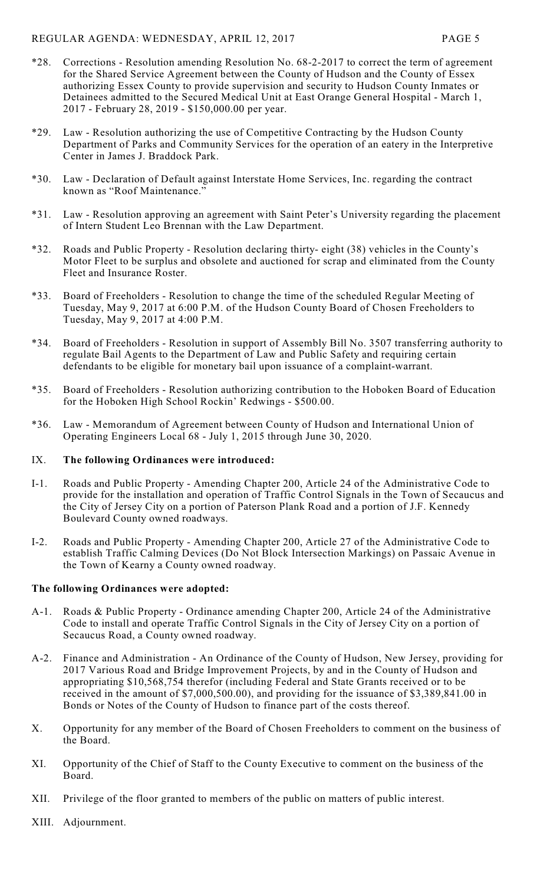*28. Corrections - Resolution amending Resolution No. 68-2-2017 to correct the term of agreement for the Shared Service Agreement between the County of Hudson and the County of Essex authorizing Essex County to provide supervision and security to Hudson County Inmates or Detainees admitted to the Secured Medical Unit at East Orange General Hospital - March 1, 2017 - February 28, 2019 - $150,000.00 per year.

*29. Law - Resolution authorizing the use of Competitive Contracting by the Hudson County Department of Parks and Community Services for the operation of an eatery in the Interpretive Center in James J. Braddock Park.

*30. Law - Declaration of Default against Interstate Home Services, Inc. regarding the contract known as "Roof Maintenance."

*31. Law - Resolution approving an agreement with Saint Peter's University regarding the placement of Intern Student Leo Brennan with the Law Department.

*32. Roads and Public Property - Resolution declaring thirty- eight (38) vehicles in the County's Motor Fleet to be surplus and obsolete and auctioned for scrap and eliminated from the County Fleet and Insurance Roster.

*33. Board of Freeholders - Resolution to change the time of the scheduled Regular Meeting of Tuesday, May 9, 2017 at 6:00 P.M. of the Hudson County Board of Chosen Freeholders to Tuesday, May 9, 2017 at 4:00 P.M.

*34. Board of Freeholders - Resolution in support of Assembly Bill No. 3507 transferring authority to regulate Bail Agents to the Department of Law and Public Safety and requiring certain defendants to be eligible for monetary bail upon issuance of a complaint-warrant.

*35. Board of Freeholders - Resolution authorizing contribution to the Hoboken Board of Education for the Hoboken High School Rockin' Redwings - $500.00.

*36. Law - Memorandum of Agreement between County of Hudson and International Union of Operating Engineers Local 68 - July 1, 2015 through June 30, 2020.

IX. **The following Ordinances were introduced:**

I-1. Roads and Public Property - Amending Chapter 200, Article 24 of the Administrative Code to provide for the installation and operation of Traffic Control Signals in the Town of Secaucus and the City of Jersey City on a portion of Paterson Plank Road and a portion of J.F. Kennedy Boulevard County owned roadways.

I-2. Roads and Public Property - Amending Chapter 200, Article 27 of the Administrative Code to establish Traffic Calming Devices (Do Not Block Intersection Markings) on Passaic Avenue in the Town of Kearny a County owned roadway.

**The following Ordinances were adopted:**

A-1. Roads & Public Property - Ordinance amending Chapter 200, Article 24 of the Administrative Code to install and operate Traffic Control Signals in the City of Jersey City on a portion of Secaucus Road, a County owned roadway.

A-2. Finance and Administration - An Ordinance of the County of Hudson, New Jersey, providing for 2017 Various Road and Bridge Improvement Projects, by and in the County of Hudson and appropriating $10,568,754 therefor (including Federal and State Grants received or to be received in the amount of $7,000,500.00), and providing for the issuance of $3,389,841.00 in Bonds or Notes of the County of Hudson to finance part of the costs thereof.

X. Opportunity for any member of the Board of Chosen Freeholders to comment on the business of the Board.

XI. Opportunity of the Chief of Staff to the County Executive to comment on the business of the Board.

XII. Privilege of the floor granted to members of the public on matters of public interest.

XIII. Adjournment.